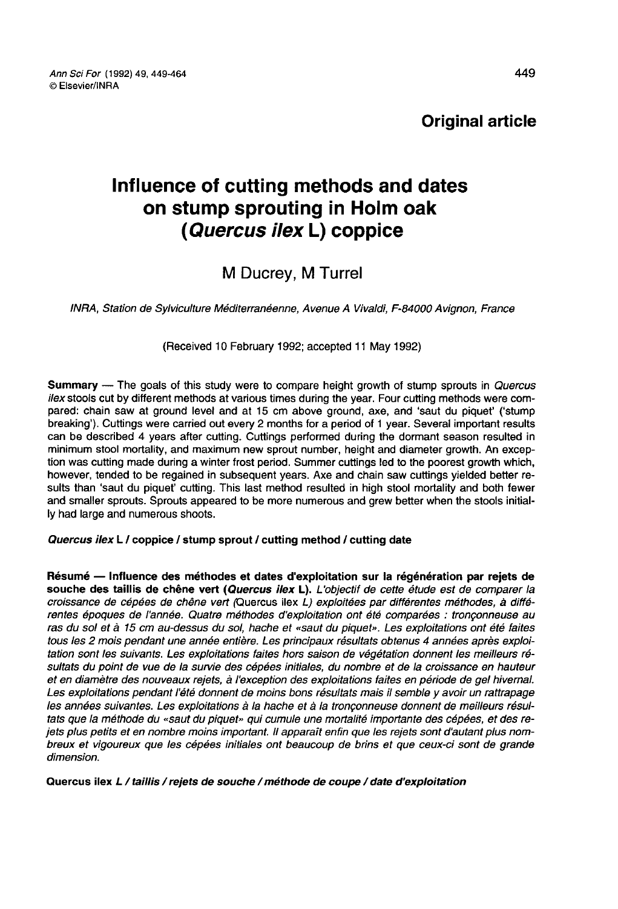Original article

# Influence of cutting methods and dates on stump sprouting in Holm oak (*Quercus ilex* L) coppice

M Ducrey, M Turrel

*INRA, Station de Sylviculture Méditerranéenne, Avenue A Vivaldi, F-84000 Avignon, France*

(Received 10 February 1992; accepted 11 May 1992)

**Summary** — The goals of this study were to compare height growth of stump sprouts in *Quercus ilex* stools cut by different methods at various times during the year. Four cutting methods were compared: chain saw at ground level and at 15 cm above ground, axe, and 'saut du piquet' ('stump breaking'). Cuttings were carried out every 2 months for a period of 1 year. Several important results can be described 4 years after cutting. Cuttings performed during the dormant season resulted in minimum stool mortality, and maximum new sprout number, height and diameter growth. An exception was cutting made during a winter frost period. Summer cuttings led to the poorest growth which, however, tended to be regained in subsequent years. Axe and chain saw cuttings yielded better results than 'saut du piquet' cutting. This last method resulted in high stool mortality and both fewer and smaller sprouts. Sprouts appeared to be more numerous and grew better when the stools initially had large and numerous shoots.

***Quercus ilex* L / coppice / stump sprout / cutting method / cutting date**

**Résumé — Influence des méthodes et dates d'exploitation sur la régénération par rejets de souche des taillis de chêne vert (*Quercus ilex* L).** *L'objectif de cette étude est de comparer la croissance de cépées de chêne vert (*Quercus ilex *L) exploitées par différentes méthodes, à différentes époques de l'année. Quatre méthodes d'exploitation ont été comparées : tronçonneuse au ras du sol et à 15 cm au-dessus du sol, hache et «saut du piquet». Les exploitations ont été faites tous les 2 mois pendant une année entière. Les principaux résultats obtenus 4 années après exploitation sont les suivants. Les exploitations faites hors saison de végétation donnent les meilleurs résultats du point de vue de la survie des cépées initiales, du nombre et de la croissance en hauteur et en diamètre des nouveaux rejets, à l'exception des exploitations faites en période de gel hivernal. Les exploitations pendant l'été donnent de moins bons résultats mais il semble y avoir un rattrapage les années suivantes. Les exploitations à la hache et à la tronçonneuse donnent de meilleurs résultats que la méthode du «saut du piquet» qui cumule une mortalité importante des cépées, et des rejets plus petits et en nombre moins important. Il apparaît enfin que les rejets sont d'autant plus nombreux et vigoureux que les cépées initiales ont beaucoup de brins et que ceux-ci sont de grande dimension.*

**Quercus ilex** ***L / taillis / rejets de souche / méthode de coupe / date d'exploitation***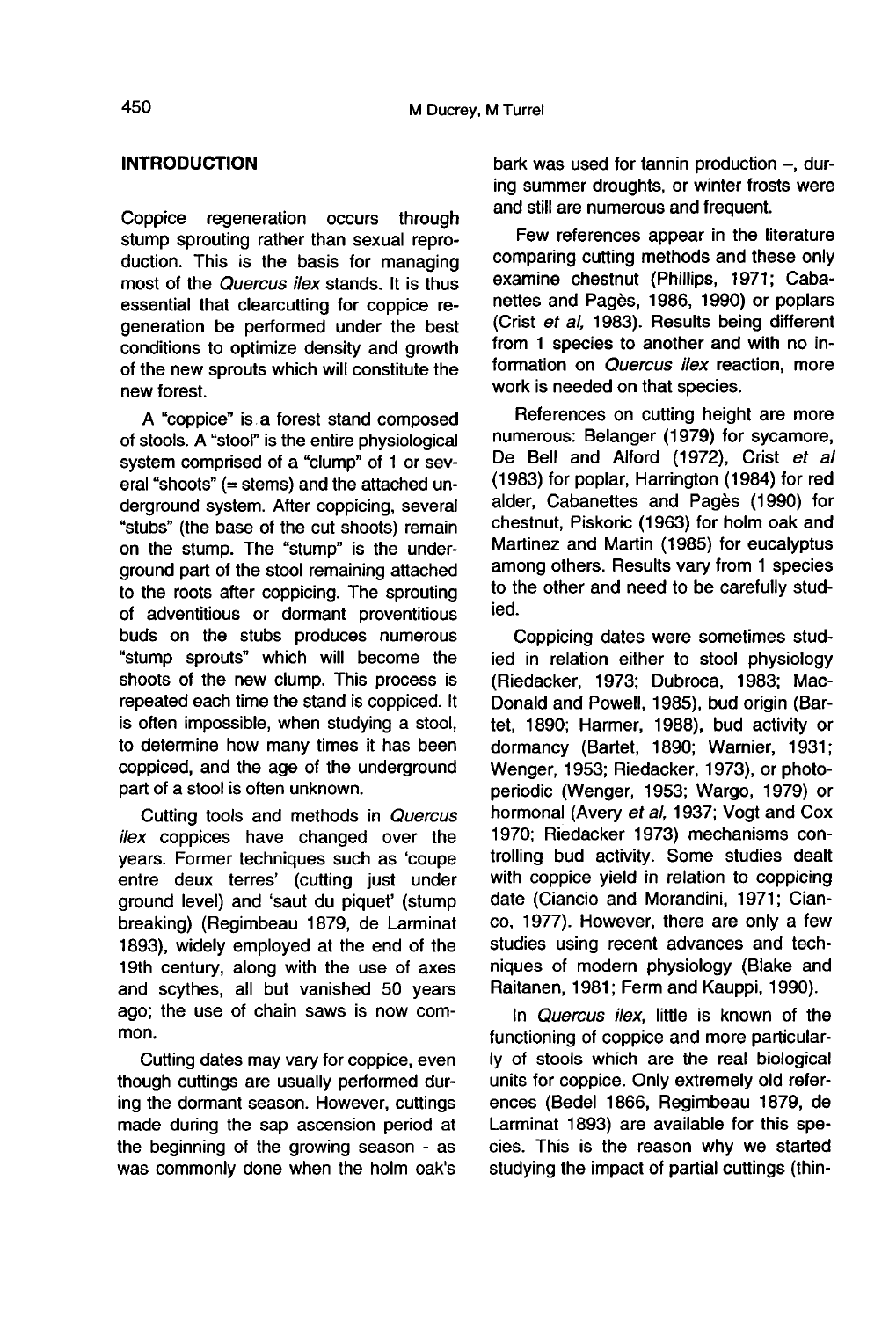## INTRODUCTION

Coppice regeneration occurs through stump sprouting rather than sexual reproduction. This is the basis for managing most of the *Quercus ilex* stands. It is thus essential that clearcutting for coppice regeneration be performed under the best conditions to optimize density and growth of the new sprouts which will constitute the new forest.

A "coppice" is a forest stand composed of stools. A "stool" is the entire physiological system comprised of a "clump" of 1 or several "shoots" (= stems) and the attached underground system. After coppicing, several "stubs" (the base of the cut shoots) remain on the stump. The "stump" is the underground part of the stool remaining attached to the roots after coppicing. The sprouting of adventitious or dormant proventitious buds on the stubs produces numerous "stump sprouts" which will become the shoots of the new clump. This process is repeated each time the stand is coppiced. It is often impossible, when studying a stool, to determine how many times it has been coppiced, and the age of the underground part of a stool is often unknown.

Cutting tools and methods in *Quercus ilex* coppices have changed over the years. Former techniques such as 'coupe entre deux terres' (cutting just under ground level) and 'saut du piquet' (stump breaking) (Regimbeau 1879, de Larminat 1893), widely employed at the end of the 19th century, along with the use of axes and scythes, all but vanished 50 years ago; the use of chain saws is now common.

Cutting dates may vary for coppice, even though cuttings are usually performed during the dormant season. However, cuttings made during the sap ascension period at the beginning of the growing season - as was commonly done when the holm oak's bark was used for tannin production –, during summer droughts, or winter frosts were and still are numerous and frequent.

Few references appear in the literature comparing cutting methods and these only examine chestnut (Phillips, 1971; Cabanettes and Pagès, 1986, 1990) or poplars (Crist *et al,* 1983). Results being different from 1 species to another and with no information on *Quercus ilex* reaction, more work is needed on that species.

References on cutting height are more numerous: Belanger (1979) for sycamore, De Bell and Alford (1972), Crist *et al* (1983) for poplar, Harrington (1984) for red alder, Cabanettes and Pagès (1990) for chestnut, Piskoric (1963) for holm oak and Martinez and Martin (1985) for eucalyptus among others. Results vary from 1 species to the other and need to be carefully studied.

Coppicing dates were sometimes studied in relation either to stool physiology (Riedacker, 1973; Dubroca, 1983; MacDonald and Powell, 1985), bud origin (Bartet, 1890; Harmer, 1988), bud activity or dormancy (Bartet, 1890; Warnier, 1931; Wenger, 1953; Riedacker, 1973), or photoperiodic (Wenger, 1953; Wargo, 1979) or hormonal (Avery *et al,* 1937; Vogt and Cox 1970; Riedacker 1973) mechanisms controlling bud activity. Some studies dealt with coppice yield in relation to coppicing date (Ciancio and Morandini, 1971; Cianco, 1977). However, there are only a few studies using recent advances and techniques of modern physiology (Blake and Raitanen, 1981; Ferm and Kauppi, 1990).

In *Quercus ilex*, little is known of the functioning of coppice and more particularly of stools which are the real biological units for coppice. Only extremely old references (Bedel 1866, Regimbeau 1879, de Larminat 1893) are available for this species. This is the reason why we started studying the impact of partial cuttings (thin-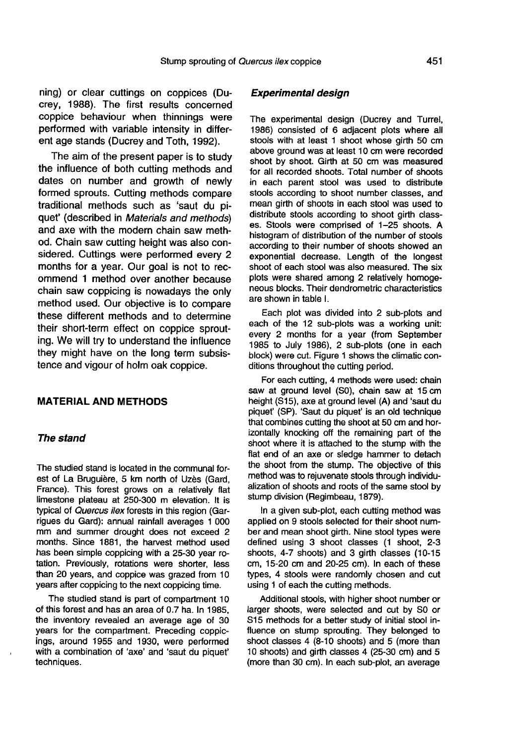ning) or clear cuttings on coppices (Ducrey, 1988). The first results concerned coppice behaviour when thinnings were performed with variable intensity in different age stands (Ducrey and Toth, 1992).

The aim of the present paper is to study the influence of both cutting methods and dates on number and growth of newly formed sprouts. Cutting methods compare traditional methods such as 'saut du piquet' (described in *Materials and methods*) and axe with the modern chain saw method. Chain saw cutting height was also considered. Cuttings were performed every 2 months for a year. Our goal is not to recommend 1 method over another because chain saw coppicing is nowadays the only method used. Our objective is to compare these different methods and to determine their short-term effect on coppice sprouting. We will try to understand the influence they might have on the long term subsistence and vigour of holm oak coppice.

## MATERIAL AND METHODS

### *The stand*

The studied stand is located in the communal forest of La Bruguière, 5 km north of Uzès (Gard, France). This forest grows on a relatively flat limestone plateau at 250-300 m elevation. It is typical of *Quercus ilex* forests in this region (Garrigues du Gard): annual rainfall averages 1 000 mm and summer drought does not exceed 2 months. Since 1881, the harvest method used has been simple coppicing with a 25-30 year rotation. Previously, rotations were shorter, less than 20 years, and coppice was grazed from 10 years after coppicing to the next coppicing time.

The studied stand is part of compartment 10 of this forest and has an area of 0.7 ha. In 1985, the inventory revealed an average age of 30 years for the compartment. Preceding coppicings, around 1955 and 1930, were performed with a combination of 'axe' and 'saut du piquet' techniques.

### *Experimental design*

The experimental design (Ducrey and Turrel, 1986) consisted of 6 adjacent plots where all stools with at least 1 shoot whose girth 50 cm above ground was at least 10 cm were recorded shoot by shoot. Girth at 50 cm was measured for all recorded shoots. Total number of shoots in each parent stool was used to distribute stools according to shoot number classes, and mean girth of shoots in each stool was used to distribute stools according to shoot girth classes. Stools were comprised of 1–25 shoots. A histogram of distribution of the number of stools according to their number of shoots showed an exponential decrease. Length of the longest shoot of each stool was also measured. The six plots were shared among 2 relatively homogeneous blocks. Their dendrometric characteristics are shown in table I.

Each plot was divided into 2 sub-plots and each of the 12 sub-plots was a working unit: every 2 months for a year (from September 1985 to July 1986), 2 sub-plots (one in each block) were cut. Figure 1 shows the climatic conditions throughout the cutting period.

For each cutting, 4 methods were used: chain saw at ground level (S0), chain saw at 15 cm height (S15), axe at ground level (A) and 'saut du piquet' (SP). 'Saut du piquet' is an old technique that combines cutting the shoot at 50 cm and horizontally knocking off the remaining part of the shoot where it is attached to the stump with the flat end of an axe or sledge hammer to detach the shoot from the stump. The objective of this method was to rejuvenate stools through individualization of shoots and roots of the same stool by stump division (Regimbeau, 1879).

In a given sub-plot, each cutting method was applied on 9 stools selected for their shoot number and mean shoot girth. Nine stool types were defined using 3 shoot classes (1 shoot, 2-3 shoots, 4-7 shoots) and 3 girth classes (10-15 cm, 15-20 cm and 20-25 cm). In each of these types, 4 stools were randomly chosen and cut using 1 of each the cutting methods.

Additional stools, with higher shoot number or larger shoots, were selected and cut by S0 or S15 methods for a better study of initial stool influence on stump sprouting. They belonged to shoot classes 4 (8-10 shoots) and 5 (more than 10 shoots) and girth classes 4 (25-30 cm) and 5 (more than 30 cm). In each sub-plot, an average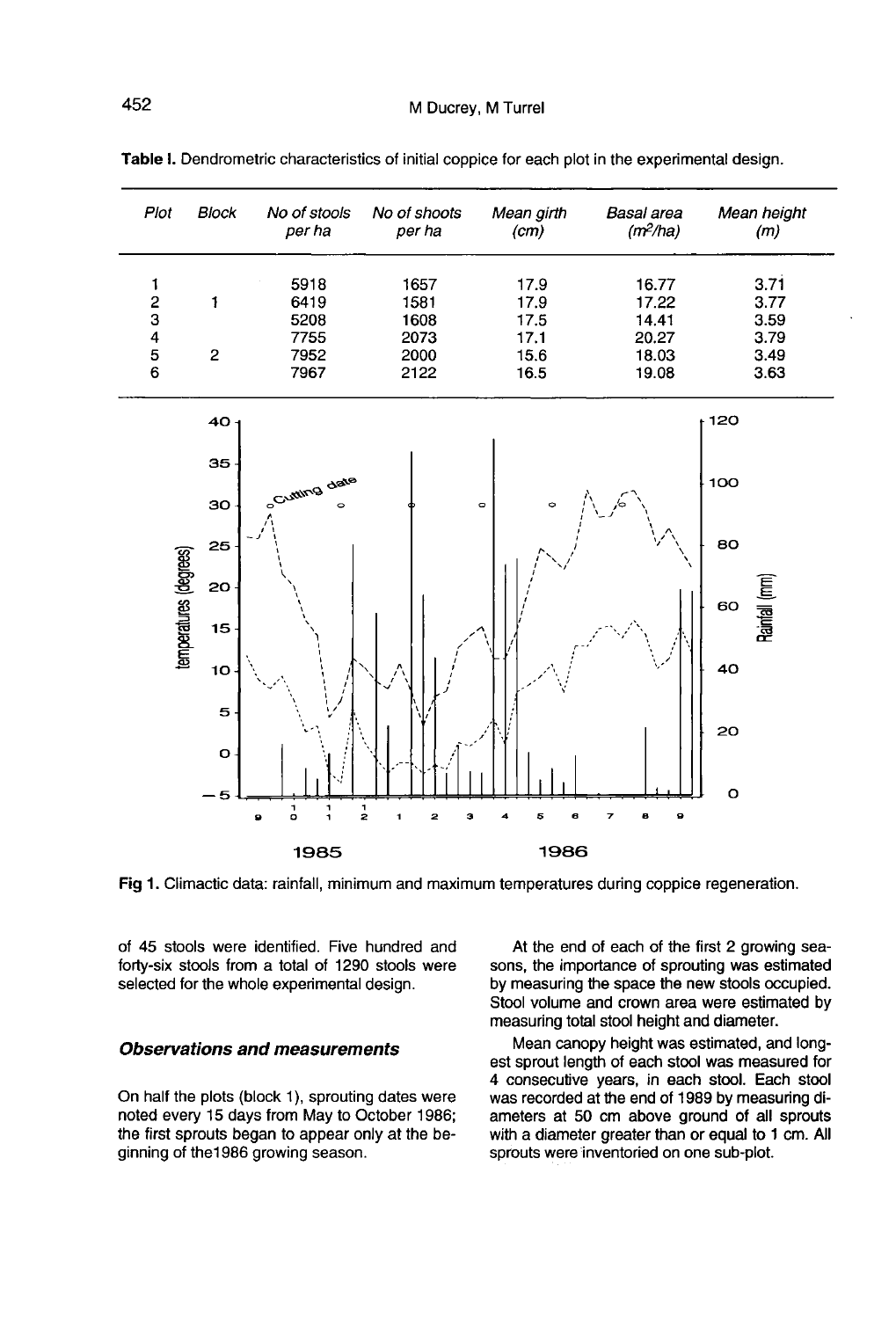**Table I.** Dendrometric characteristics of initial coppice for each plot in the experimental design.

| Plot | Block | No of stools per ha | No of shoots per ha | Mean girth (cm) | Basal area ($m^2$/ha) | Mean height (m) |
|---|---|---|---|---|---|---|
| 1 | | 5918 | 1657 | 17.9 | 16.77 | 3.71 |
| 2 | 1 | 6419 | 1581 | 17.9 | 17.22 | 3.77 |
| 3 | | 5208 | 1608 | 17.5 | 14.41 | 3.59 |
| 4 | | 7755 | 2073 | 17.1 | 20.27 | 3.79 |
| 5 | 2 | 7952 | 2000 | 15.6 | 18.03 | 3.49 |
| 6 | | 7967 | 2122 | 16.5 | 19.08 | 3.63 |

**Fig 1.** Climactic data: rainfall, minimum and maximum temperatures during coppice regeneration.

of 45 stools were identified. Five hundred and forty-six stools from a total of 1290 stools were selected for the whole experimental design.

### Observations and measurements

On half the plots (block 1), sprouting dates were noted every 15 days from May to October 1986; the first sprouts began to appear only at the beginning of the1986 growing season.

At the end of each of the first 2 growing seasons, the importance of sprouting was estimated by measuring the space the new stools occupied. Stool volume and crown area were estimated by measuring total stool height and diameter.

Mean canopy height was estimated, and longest sprout length of each stool was measured for 4 consecutive years, in each stool. Each stool was recorded at the end of 1989 by measuring diameters at 50 cm above ground of all sprouts with a diameter greater than or equal to 1 cm. All sprouts were inventoried on one sub-plot.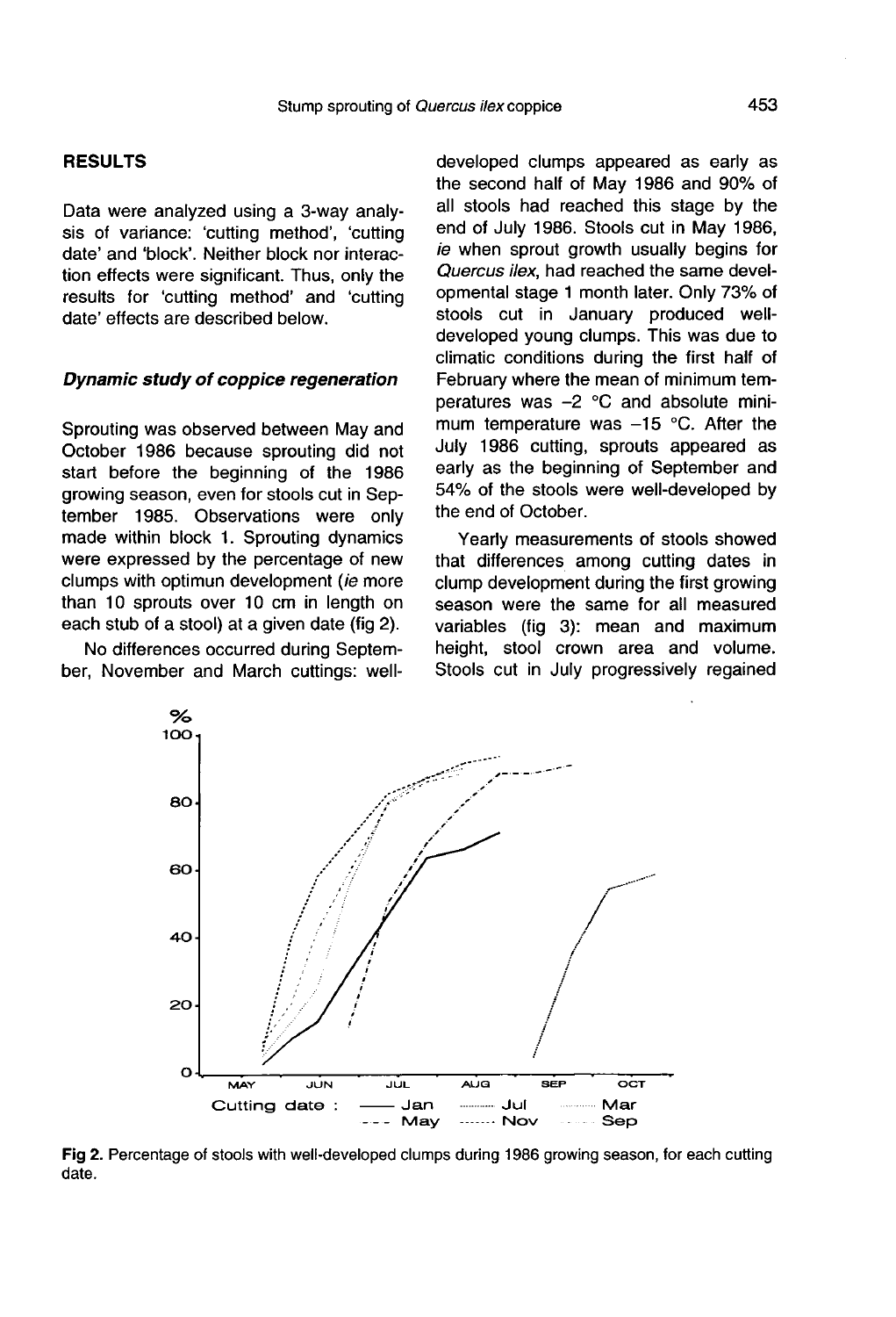## RESULTS

Data were analyzed using a 3-way analysis of variance: 'cutting method', 'cutting date' and 'block'. Neither block nor interaction effects were significant. Thus, only the results for 'cutting method' and 'cutting date' effects are described below.

### *Dynamic study of coppice regeneration*

Sprouting was observed between May and October 1986 because sprouting did not start before the beginning of the 1986 growing season, even for stools cut in September 1985. Observations were only made within block 1. Sprouting dynamics were expressed by the percentage of new clumps with optimun development (*ie* more than 10 sprouts over 10 cm in length on each stub of a stool) at a given date (fig 2).

No differences occurred during September, November and March cuttings: well-developed clumps appeared as early as the second half of May 1986 and 90% of all stools had reached this stage by the end of July 1986. Stools cut in May 1986, *ie* when sprout growth usually begins for *Quercus ilex*, had reached the same developmental stage 1 month later. Only 73% of stools cut in January produced well-developed young clumps. This was due to climatic conditions during the first half of February where the mean of minimum temperatures was −2 °C and absolute minimum temperature was −15 °C. After the July 1986 cutting, sprouts appeared as early as the beginning of September and 54% of the stools were well-developed by the end of October.

Yearly measurements of stools showed that differences among cutting dates in clump development during the first growing season were the same for all measured variables (fig 3): mean and maximum height, stool crown area and volume. Stools cut in July progressively regained

**Fig 2.** Percentage of stools with well-developed clumps during 1986 growing season, for each cutting date.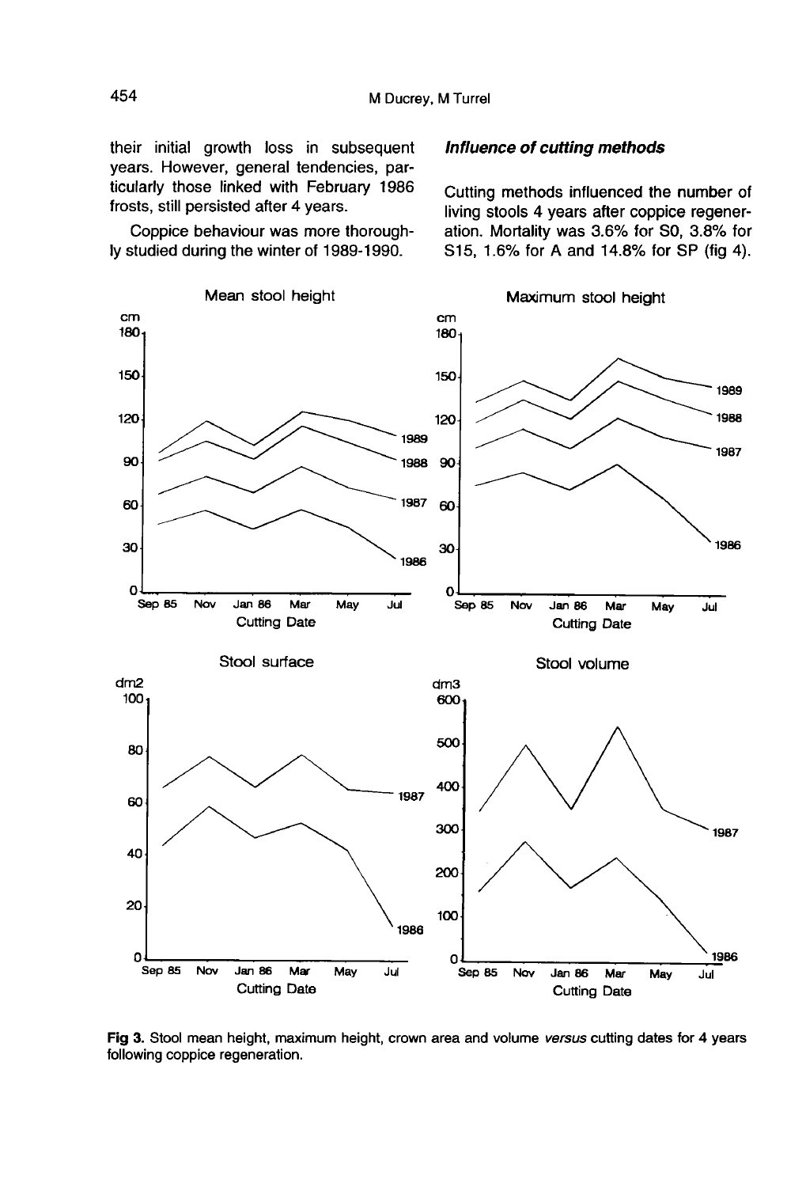their initial growth loss in subsequent years. However, general tendencies, particularly those linked with February 1986 frosts, still persisted after 4 years.

Coppice behaviour was more thoroughly studied during the winter of 1989-1990.

### *Influence of cutting methods*

Cutting methods influenced the number of living stools 4 years after coppice regeneration. Mortality was 3.6% for S0, 3.8% for S15, 1.6% for A and 14.8% for SP (fig 4).

**Fig 3.** Stool mean height, maximum height, crown area and volume *versus* cutting dates for 4 years following coppice regeneration.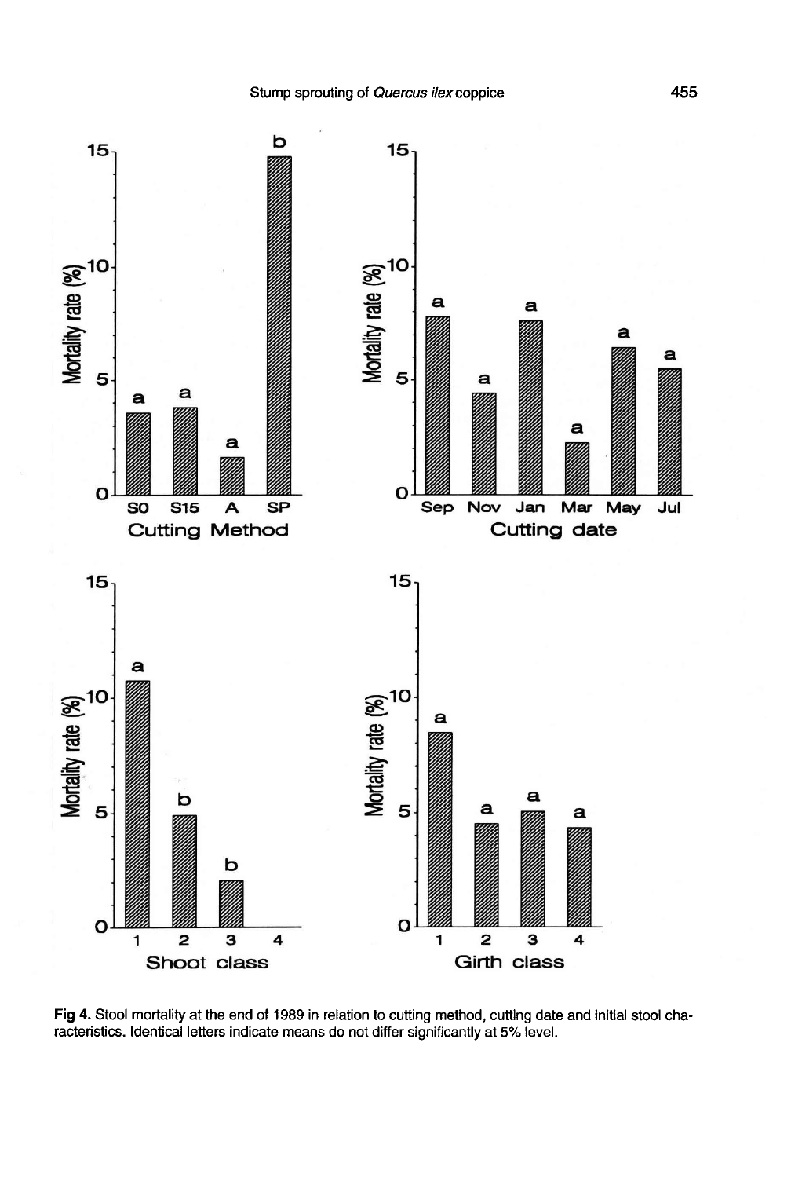Fig 4. Stool mortality at the end of 1989 in relation to cutting method, cutting date and initial stool characteristics. Identical letters indicate means do not differ significantly at 5% level.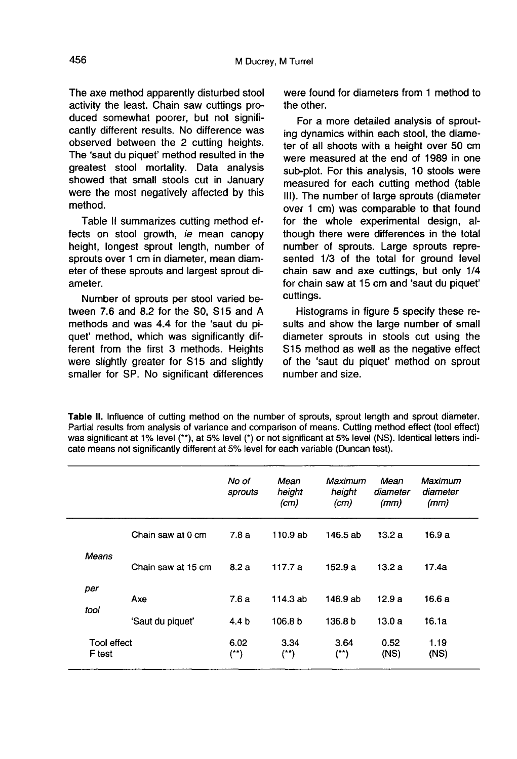The axe method apparently disturbed stool activity the least. Chain saw cuttings produced somewhat poorer, but not significantly different results. No difference was observed between the 2 cutting heights. The 'saut du piquet' method resulted in the greatest stool mortality. Data analysis showed that small stools cut in January were the most negatively affected by this method.

Table II summarizes cutting method effects on stool growth, *ie* mean canopy height, longest sprout length, number of sprouts over 1 cm in diameter, mean diameter of these sprouts and largest sprout diameter.

Number of sprouts per stool varied between 7.6 and 8.2 for the S0, S15 and A methods and was 4.4 for the 'saut du piquet' method, which was significantly different from the first 3 methods. Heights were slightly greater for S15 and slightly smaller for SP. No significant differences were found for diameters from 1 method to the other.

For a more detailed analysis of sprouting dynamics within each stool, the diameter of all shoots with a height over 50 cm were measured at the end of 1989 in one sub-plot. For this analysis, 10 stools were measured for each cutting method (table III). The number of large sprouts (diameter over 1 cm) was comparable to that found for the whole experimental design, although there were differences in the total number of sprouts. Large sprouts represented 1/3 of the total for ground level chain saw and axe cuttings, but only 1/4 for chain saw at 15 cm and 'saut du piquet' cuttings.

Histograms in figure 5 specify these results and show the large number of small diameter sprouts in stools cut using the S15 method as well as the negative effect of the 'saut du piquet' method on sprout number and size.

**Table II.** Influence of cutting method on the number of sprouts, sprout length and sprout diameter. Partial results from analysis of variance and comparison of means. Cutting method effect (tool effect) was significant at 1% level (**), at 5% level (*) or not significant at 5% level (NS). Identical letters indicate means not significantly different at 5% level for each variable (Duncan test).

| | | *No of sprouts* | *Mean height (cm)* | *Maximum height (cm)* | *Mean diameter (mm)* | *Maximum diameter (mm)* |
|---|---|---|---|---|---|---|
| *Means per tool* | Chain saw at 0 cm | 7.8 a | 110.9 ab | 146.5 ab | 13.2 a | 16.9 a |
| | Chain saw at 15 cm | 8.2 a | 117.7 a | 152.9 a | 13.2 a | 17.4a |
| | Axe | 7.6 a | 114.3 ab | 146.9 ab | 12.9 a | 16.6 a |
| | 'Saut du piquet' | 4.4 b | 106.8 b | 136.8 b | 13.0 a | 16.1a |
| Tool effect F test | | 6.02 (**) | 3.34 (**) | 3.64 (**) | 0.52 (NS) | 1.19 (NS) |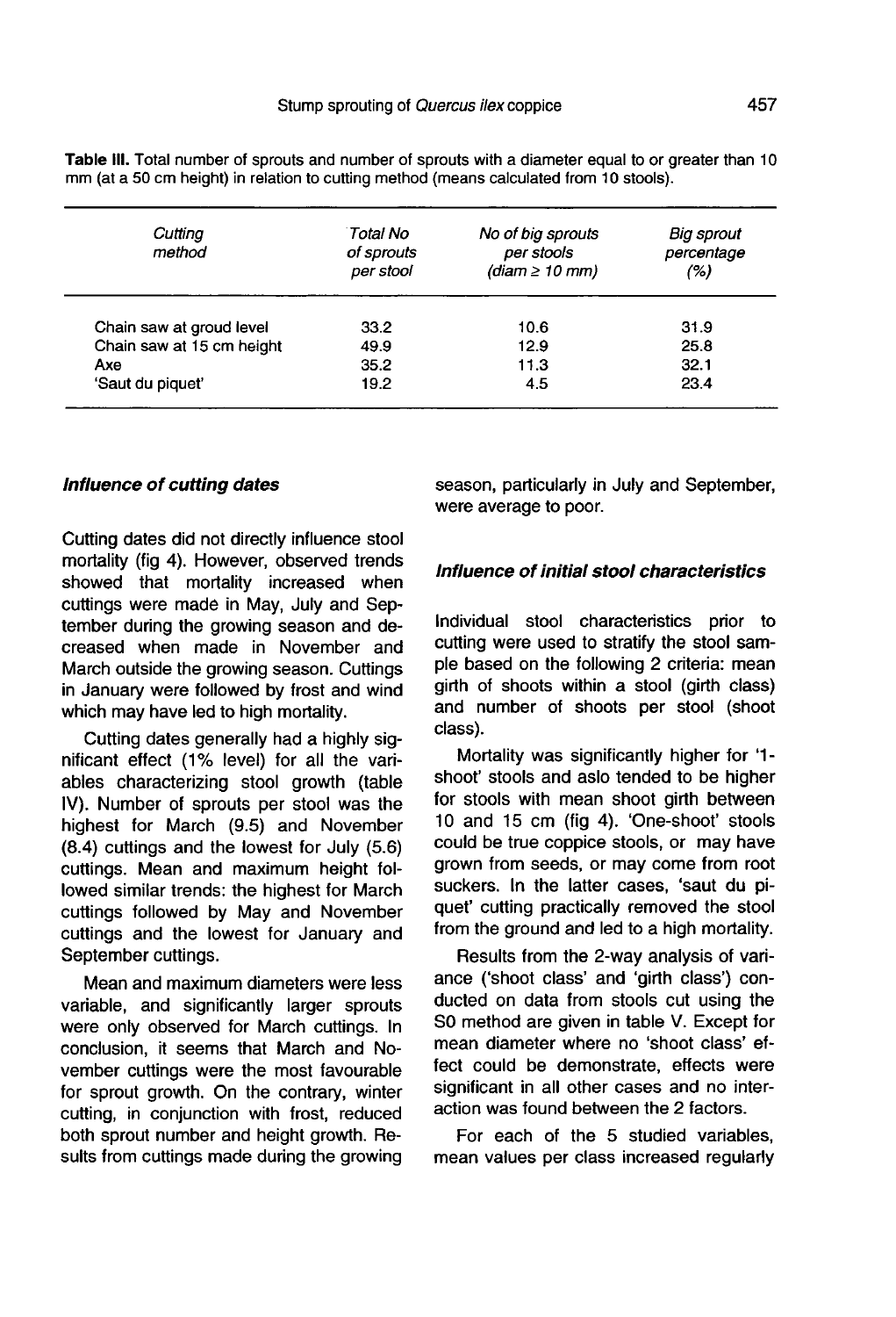**Table III.** Total number of sprouts and number of sprouts with a diameter equal to or greater than 10 mm (at a 50 cm height) in relation to cutting method (means calculated from 10 stools).

| *Cutting method* | *Total No of sprouts per stool* | *No of big sprouts per stools (diam ≥ 10 mm)* | *Big sprout percentage (%)* |
|---|---|---|---|
| Chain saw at groud level | 33.2 | 10.6 | 31.9 |
| Chain saw at 15 cm height | 49.9 | 12.9 | 25.8 |
| Axe | 35.2 | 11.3 | 32.1 |
| 'Saut du piquet' | 19.2 | 4.5 | 23.4 |

### *Influence of cutting dates*

Cutting dates did not directly influence stool mortality (fig 4). However, observed trends showed that mortality increased when cuttings were made in May, July and September during the growing season and decreased when made in November and March outside the growing season. Cuttings in January were followed by frost and wind which may have led to high mortality.

Cutting dates generally had a highly significant effect (1% level) for all the variables characterizing stool growth (table IV). Number of sprouts per stool was the highest for March (9.5) and November (8.4) cuttings and the lowest for July (5.6) cuttings. Mean and maximum height followed similar trends: the highest for March cuttings followed by May and November cuttings and the lowest for January and September cuttings.

Mean and maximum diameters were less variable, and significantly larger sprouts were only observed for March cuttings. In conclusion, it seems that March and November cuttings were the most favourable for sprout growth. On the contrary, winter cutting, in conjunction with frost, reduced both sprout number and height growth. Results from cuttings made during the growing season, particularly in July and September, were average to poor.

### *Influence of initial stool characteristics*

Individual stool characteristics prior to cutting were used to stratify the stool sample based on the following 2 criteria: mean girth of shoots within a stool (girth class) and number of shoots per stool (shoot class).

Mortality was significantly higher for '1-shoot' stools and aslo tended to be higher for stools with mean shoot girth between 10 and 15 cm (fig 4). 'One-shoot' stools could be true coppice stools, or may have grown from seeds, or may come from root suckers. In the latter cases, 'saut du piquet' cutting practically removed the stool from the ground and led to a high mortality.

Results from the 2-way analysis of variance ('shoot class' and 'girth class') conducted on data from stools cut using the S0 method are given in table V. Except for mean diameter where no 'shoot class' effect could be demonstrate, effects were significant in all other cases and no interaction was found between the 2 factors.

For each of the 5 studied variables, mean values per class increased regularly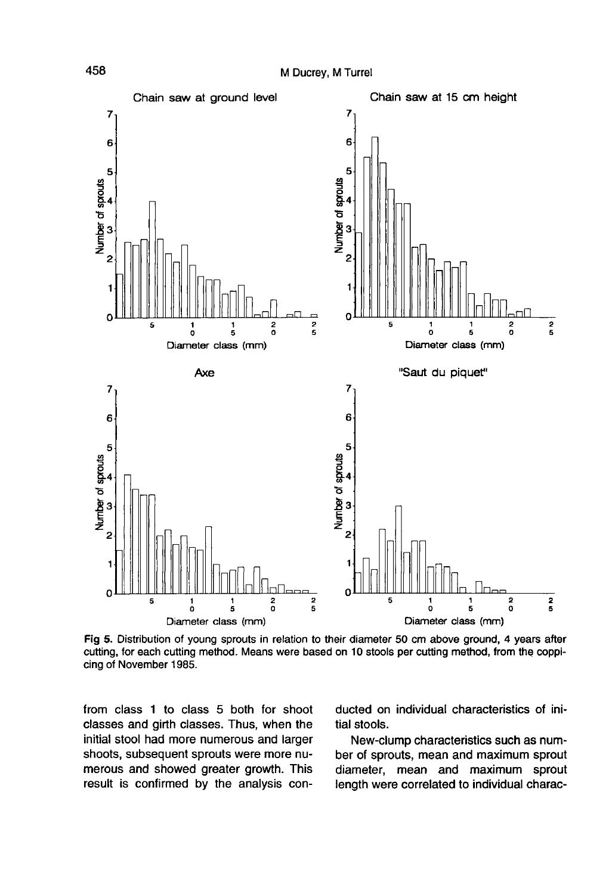Fig 5. Distribution of young sprouts in relation to their diameter 50 cm above ground, 4 years after cutting, for each cutting method. Means were based on 10 stools per cutting method, from the coppicing of November 1985.

from class 1 to class 5 both for shoot classes and girth classes. Thus, when the initial stool had more numerous and larger shoots, subsequent sprouts were more numerous and showed greater growth. This result is confirmed by the analysis conducted on individual characteristics of initial stools.

New-clump characteristics such as number of sprouts, mean and maximum sprout diameter, mean and maximum sprout length were correlated to individual charac-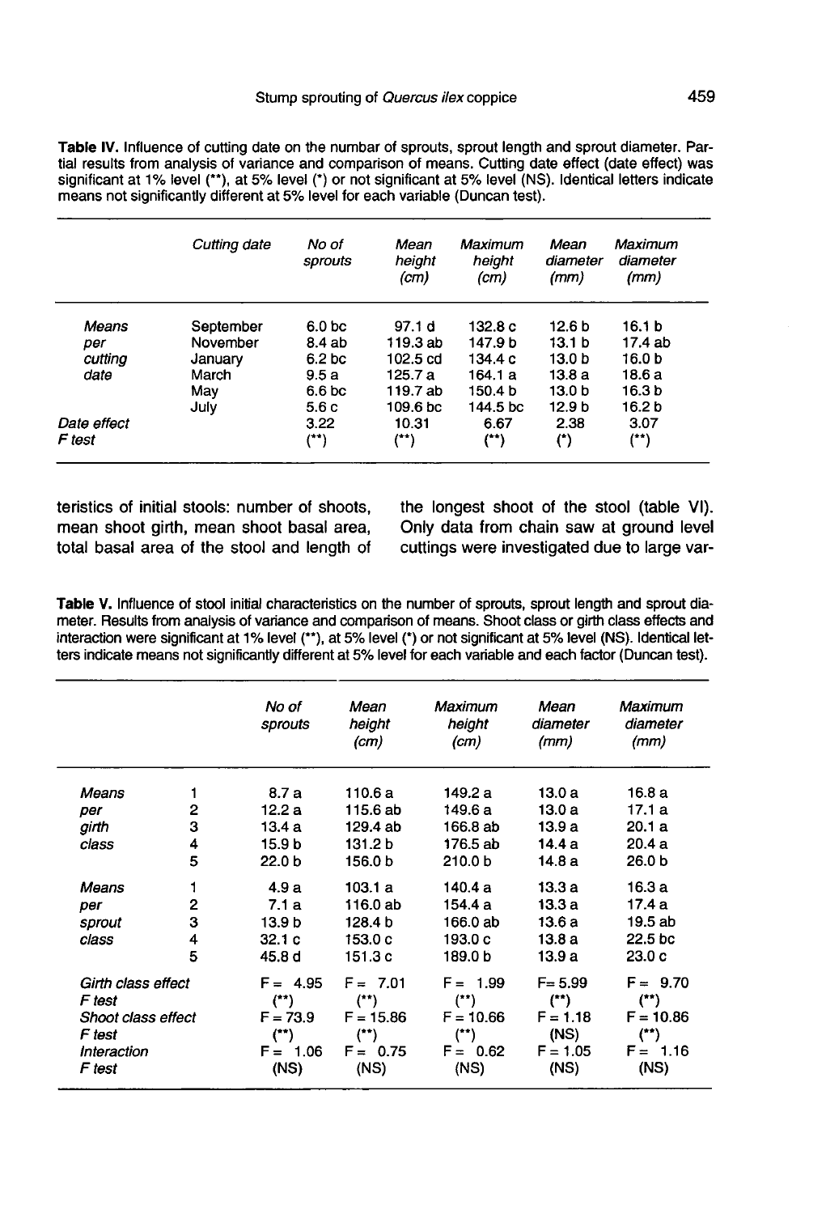**Table IV.** Influence of cutting date on the numbar of sprouts, sprout length and sprout diameter. Partial results from analysis of variance and comparison of means. Cutting date effect (date effect) was significant at 1% level (**), at 5% level (*) or not significant at 5% level (NS). Identical letters indicate means not significantly different at 5% level for each variable (Duncan test).

| | Cutting date | No of sprouts | Mean height (cm) | Maximum height (cm) | Mean diameter (mm) | Maximum diameter (mm) |
|---|---|---|---|---|---|---|
| Means per cutting date | September | 6.0 bc | 97.1 d | 132.8 c | 12.6 b | 16.1 b |
| | November | 8.4 ab | 119.3 ab | 147.9 b | 13.1 b | 17.4 ab |
| | January | 6.2 bc | 102.5 cd | 134.4 c | 13.0 b | 16.0 b |
| | March | 9.5 a | 125.7 a | 164.1 a | 13.8 a | 18.6 a |
| | May | 6.6 bc | 119.7 ab | 150.4 b | 13.0 b | 16.3 b |
| | July | 5.6 c | 109.6 bc | 144.5 bc | 12.9 b | 16.2 b |
| Date effect F test | | 3.22 (**) | 10.31 (**) | 6.67 (**) | 2.38 (*) | 3.07 (**) |

teristics of initial stools: number of shoots, mean shoot girth, mean shoot basal area, total basal area of the stool and length of the longest shoot of the stool (table VI). Only data from chain saw at ground level cuttings were investigated due to large var-

**Table V.** Influence of stool initial characteristics on the number of sprouts, sprout length and sprout diameter. Results from analysis of variance and comparison of means. Shoot class or girth class effects and interaction were significant at 1% level (**), at 5% level (*) or not significant at 5% level (NS). Identical letters indicate means not significantly different at 5% level for each variable and each factor (Duncan test).

| | | No of sprouts | Mean height (cm) | Maximum height (cm) | Mean diameter (mm) | Maximum diameter (mm) |
|---|---|---|---|---|---|---|
| Means per girth class | 1 | 8.7 a | 110.6 a | 149.2 a | 13.0 a | 16.8 a |
| | 2 | 12.2 a | 115.6 ab | 149.6 a | 13.0 a | 17.1 a |
| | 3 | 13.4 a | 129.4 ab | 166.8 ab | 13.9 a | 20.1 a |
| | 4 | 15.9 b | 131.2 b | 176.5 ab | 14.4 a | 20.4 a |
| | 5 | 22.0 b | 156.0 b | 210.0 b | 14.8 a | 26.0 b |
| Means per sprout class | 1 | 4.9 a | 103.1 a | 140.4 a | 13.3 a | 16.3 a |
| | 2 | 7.1 a | 116.0 ab | 154.4 a | 13.3 a | 17.4 a |
| | 3 | 13.9 b | 128.4 b | 166.0 ab | 13.6 a | 19.5 ab |
| | 4 | 32.1 c | 153.0 c | 193.0 c | 13.8 a | 22.5 bc |
| | 5 | 45.8 d | 151.3 c | 189.0 b | 13.9 a | 23.0 c |
| Girth class effect F test | | F = 4.95 (**) | F = 7.01 (**) | F = 1.99 (**) | F = 5.99 (**) | F = 9.70 (**) |
| Shoot class effect F test | | F = 73.9 (**) | F = 15.86 (**) | F = 10.66 (**) | F = 1.18 (NS) | F = 10.86 (**) |
| Interaction F test | | F = 1.06 (NS) | F = 0.75 (NS) | F = 0.62 (NS) | F = 1.05 (NS) | F = 1.16 (NS) |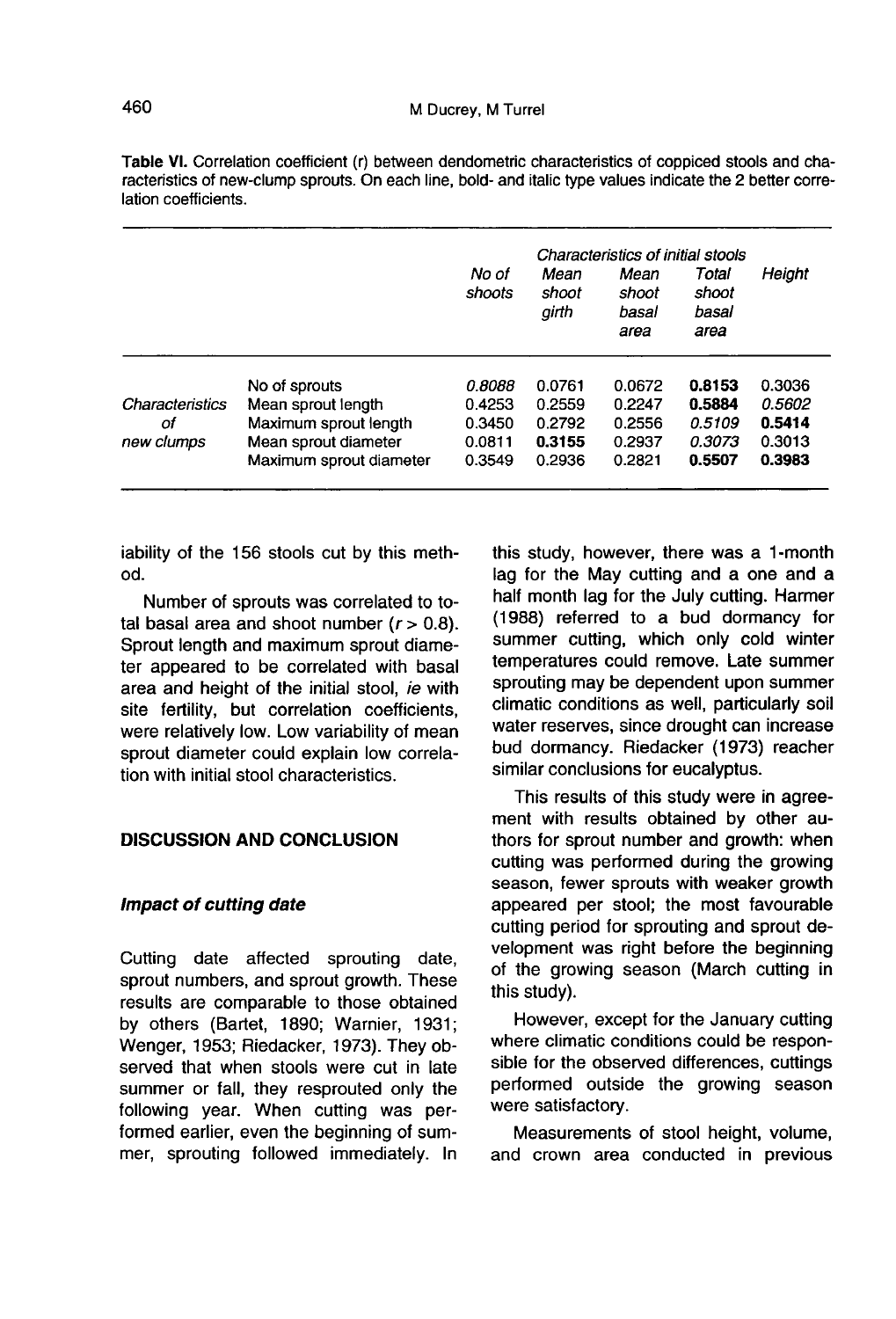**Table VI.** Correlation coefficient (r) between dendometric characteristics of coppiced stools and characteristics of new-clump sprouts. On each line, bold- and italic type values indicate the 2 better correlation coefficients.

| | | *Characteristics of initial stools* | | | | |
|---|---|---|---|---|---|---|
| | | *No of shoots* | *Mean shoot girth* | *Mean shoot basal area* | *Total shoot basal area* | *Height* |
| *Characteristics of new clumps* | No of sprouts | *0.8088* | 0.0761 | 0.0672 | **0.8153** | 0.3036 |
| | Mean sprout length | 0.4253 | 0.2559 | 0.2247 | **0.5884** | *0.5602* |
| | Maximum sprout length | 0.3450 | 0.2792 | 0.2556 | *0.5109* | **0.5414** |
| | Mean sprout diameter | 0.0811 | **0.3155** | 0.2937 | *0.3073* | 0.3013 |
| | Maximum sprout diameter | 0.3549 | 0.2936 | 0.2821 | **0.5507** | **0.3983** |

iability of the 156 stools cut by this method.

Number of sprouts was correlated to total basal area and shoot number ($r > 0.8$). Sprout length and maximum sprout diameter appeared to be correlated with basal area and height of the initial stool, *ie* with site fertility, but correlation coefficients, were relatively low. Low variability of mean sprout diameter could explain low correlation with initial stool characteristics.

## DISCUSSION AND CONCLUSION

### *Impact of cutting date*

Cutting date affected sprouting date, sprout numbers, and sprout growth. These results are comparable to those obtained by others (Bartet, 1890; Warnier, 1931; Wenger, 1953; Riedacker, 1973). They observed that when stools were cut in late summer or fall, they resprouted only the following year. When cutting was performed earlier, even the beginning of summer, sprouting followed immediately. In this study, however, there was a 1-month lag for the May cutting and a one and a half month lag for the July cutting. Harmer (1988) referred to a bud dormancy for summer cutting, which only cold winter temperatures could remove. Late summer sprouting may be dependent upon summer climatic conditions as well, particularly soil water reserves, since drought can increase bud dormancy. Riedacker (1973) reacher similar conclusions for eucalyptus.

This results of this study were in agreement with results obtained by other authors for sprout number and growth: when cutting was performed during the growing season, fewer sprouts with weaker growth appeared per stool; the most favourable cutting period for sprouting and sprout development was right before the beginning of the growing season (March cutting in this study).

However, except for the January cutting where climatic conditions could be responsible for the observed differences, cuttings performed outside the growing season were satisfactory.

Measurements of stool height, volume, and crown area conducted in previous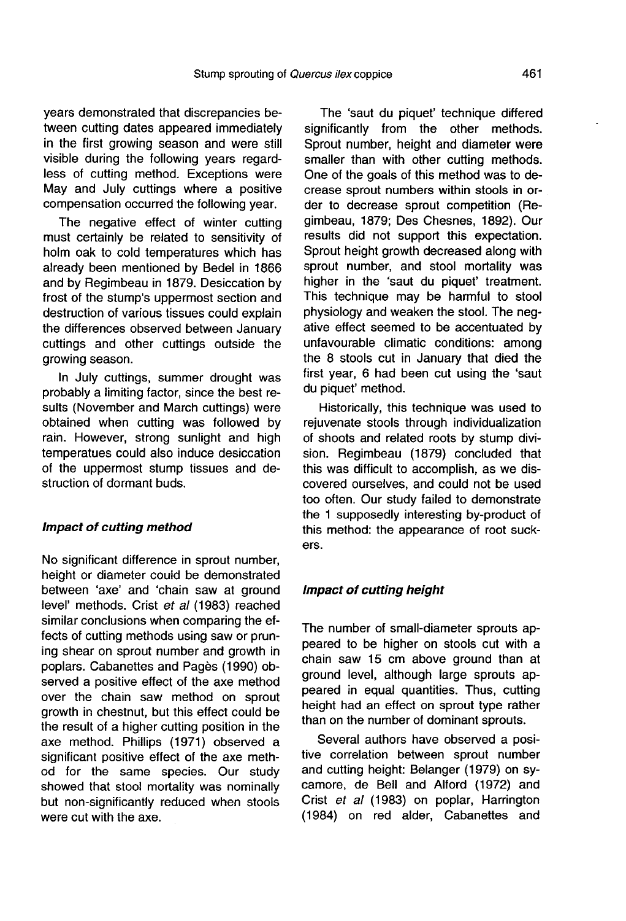years demonstrated that discrepancies between cutting dates appeared immediately in the first growing season and were still visible during the following years regardless of cutting method. Exceptions were May and July cuttings where a positive compensation occurred the following year.

The negative effect of winter cutting must certainly be related to sensitivity of holm oak to cold temperatures which has already been mentioned by Bedel in 1866 and by Regimbeau in 1879. Desiccation by frost of the stump's uppermost section and destruction of various tissues could explain the differences observed between January cuttings and other cuttings outside the growing season.

In July cuttings, summer drought was probably a limiting factor, since the best results (November and March cuttings) were obtained when cutting was followed by rain. However, strong sunlight and high temperatues could also induce desiccation of the uppermost stump tissues and destruction of dormant buds.

### *Impact of cutting method*

No significant difference in sprout number, height or diameter could be demonstrated between 'axe' and 'chain saw at ground level' methods. Crist *et al* (1983) reached similar conclusions when comparing the effects of cutting methods using saw or pruning shear on sprout number and growth in poplars. Cabanettes and Pagès (1990) observed a positive effect of the axe method over the chain saw method on sprout growth in chestnut, but this effect could be the result of a higher cutting position in the axe method. Phillips (1971) observed a significant positive effect of the axe method for the same species. Our study showed that stool mortality was nominally but non-significantly reduced when stools were cut with the axe.

The 'saut du piquet' technique differed significantly from the other methods. Sprout number, height and diameter were smaller than with other cutting methods. One of the goals of this method was to decrease sprout numbers within stools in order to decrease sprout competition (Regimbeau, 1879; Des Chesnes, 1892). Our results did not support this expectation. Sprout height growth decreased along with sprout number, and stool mortality was higher in the 'saut du piquet' treatment. This technique may be harmful to stool physiology and weaken the stool. The negative effect seemed to be accentuated by unfavourable climatic conditions: among the 8 stools cut in January that died the first year, 6 had been cut using the 'saut du piquet' method.

Historically, this technique was used to rejuvenate stools through individualization of shoots and related roots by stump division. Regimbeau (1879) concluded that this was difficult to accomplish, as we discovered ourselves, and could not be used too often. Our study failed to demonstrate the 1 supposedly interesting by-product of this method: the appearance of root suckers.

### *Impact of cutting height*

The number of small-diameter sprouts appeared to be higher on stools cut with a chain saw 15 cm above ground than at ground level, although large sprouts appeared in equal quantities. Thus, cutting height had an effect on sprout type rather than on the number of dominant sprouts.

Several authors have observed a positive correlation between sprout number and cutting height: Belanger (1979) on sycamore, de Bell and Alford (1972) and Crist *et al* (1983) on poplar, Harrington (1984) on red alder, Cabanettes and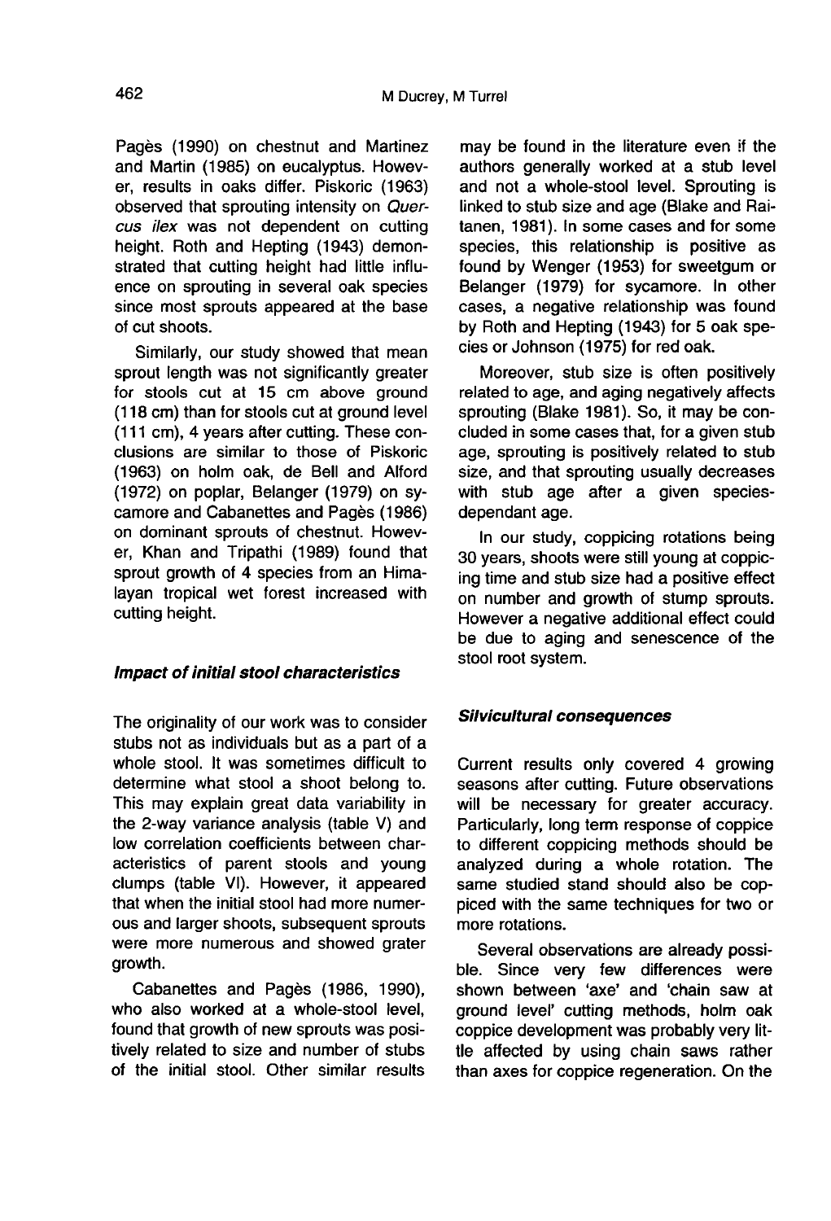Pagès (1990) on chestnut and Martinez and Martin (1985) on eucalyptus. However, results in oaks differ. Piskoric (1963) observed that sprouting intensity on *Quercus ilex* was not dependent on cutting height. Roth and Hepting (1943) demonstrated that cutting height had little influence on sprouting in several oak species since most sprouts appeared at the base of cut shoots.

Similarly, our study showed that mean sprout length was not significantly greater for stools cut at 15 cm above ground (118 cm) than for stools cut at ground level (111 cm), 4 years after cutting. These conclusions are similar to those of Piskoric (1963) on holm oak, de Bell and Alford (1972) on poplar, Belanger (1979) on sycamore and Cabanettes and Pagès (1986) on dominant sprouts of chestnut. However, Khan and Tripathi (1989) found that sprout growth of 4 species from an Himalayan tropical wet forest increased with cutting height.

### *Impact of initial stool characteristics*

The originality of our work was to consider stubs not as individuals but as a part of a whole stool. It was sometimes difficult to determine what stool a shoot belong to. This may explain great data variability in the 2-way variance analysis (table V) and low correlation coefficients between characteristics of parent stools and young clumps (table VI). However, it appeared that when the initial stool had more numerous and larger shoots, subsequent sprouts were more numerous and showed grater growth.

Cabanettes and Pagès (1986, 1990), who also worked at a whole-stool level, found that growth of new sprouts was positively related to size and number of stubs of the initial stool. Other similar results may be found in the literature even if the authors generally worked at a stub level and not a whole-stool level. Sprouting is linked to stub size and age (Blake and Raitanen, 1981). In some cases and for some species, this relationship is positive as found by Wenger (1953) for sweetgum or Belanger (1979) for sycamore. In other cases, a negative relationship was found by Roth and Hepting (1943) for 5 oak species or Johnson (1975) for red oak.

Moreover, stub size is often positively related to age, and aging negatively affects sprouting (Blake 1981). So, it may be concluded in some cases that, for a given stub age, sprouting is positively related to stub size, and that sprouting usually decreases with stub age after a given species-dependant age.

In our study, coppicing rotations being 30 years, shoots were still young at coppicing time and stub size had a positive effect on number and growth of stump sprouts. However a negative additional effect could be due to aging and senescence of the stool root system.

### *Silvicultural consequences*

Current results only covered 4 growing seasons after cutting. Future observations will be necessary for greater accuracy. Particularly, long term response of coppice to different coppicing methods should be analyzed during a whole rotation. The same studied stand should also be coppiced with the same techniques for two or more rotations.

Several observations are already possible. Since very few differences were shown between 'axe' and 'chain saw at ground level' cutting methods, holm oak coppice development was probably very little affected by using chain saws rather than axes for coppice regeneration. On the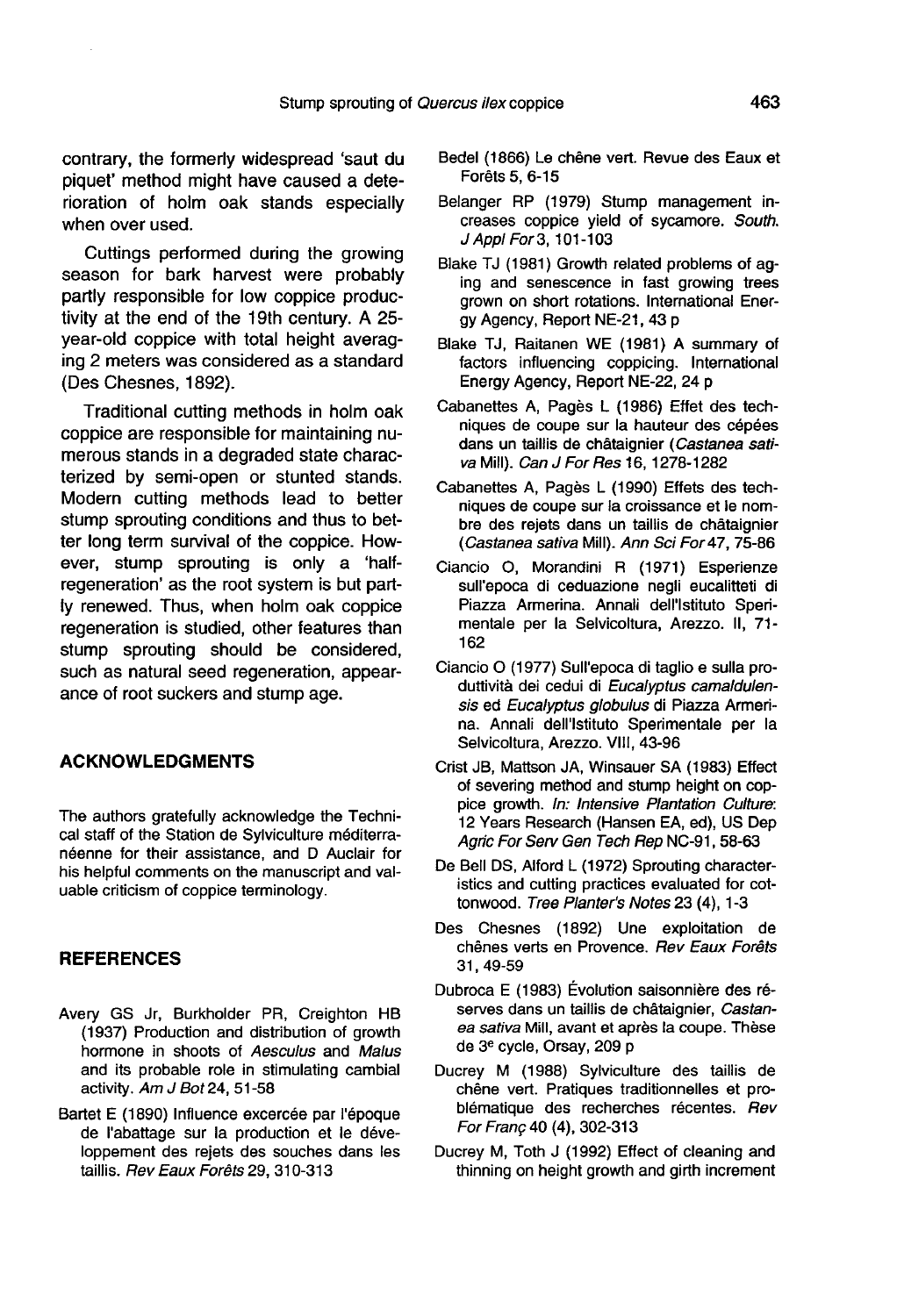contrary, the formerly widespread 'saut du piquet' method might have caused a deterioration of holm oak stands especially when over used.

Cuttings performed during the growing season for bark harvest were probably partly responsible for low coppice productivity at the end of the 19th century. A 25-year-old coppice with total height averaging 2 meters was considered as a standard (Des Chesnes, 1892).

Traditional cutting methods in holm oak coppice are responsible for maintaining numerous stands in a degraded state characterized by semi-open or stunted stands. Modern cutting methods lead to better stump sprouting conditions and thus to better long term survival of the coppice. However, stump sprouting is only a 'half-regeneration' as the root system is but partly renewed. Thus, when holm oak coppice regeneration is studied, other features than stump sprouting should be considered, such as natural seed regeneration, appearance of root suckers and stump age.

## ACKNOWLEDGMENTS

The authors gratefully acknowledge the Technical staff of the Station de Sylviculture méditerranéenne for their assistance, and D Auclair for his helpful comments on the manuscript and valuable criticism of coppice terminology.

## REFERENCES

Avery GS Jr, Burkholder PR, Creighton HB (1937) Production and distribution of growth hormone in shoots of *Aesculus* and *Malus* and its probable role in stimulating cambial activity. *Am J Bot* 24, 51-58

Bartet E (1890) Influence excercée par l'époque de l'abattage sur la production et le développement des rejets des souches dans les taillis. *Rev Eaux Forêts* 29, 310-313

Bedel (1866) Le chêne vert. Revue des Eaux et Forêts 5, 6-15

Belanger RP (1979) Stump management increases coppice yield of sycamore. *South. J Appl For* 3, 101-103

Blake TJ (1981) Growth related problems of aging and senescence in fast growing trees grown on short rotations. International Energy Agency, Report NE-21, 43 p

Blake TJ, Raitanen WE (1981) A summary of factors influencing coppicing. International Energy Agency, Report NE-22, 24 p

Cabanettes A, Pagès L (1986) Effet des techniques de coupe sur la hauteur des cépées dans un taillis de châtaignier (*Castanea sativa* Mill). *Can J For Res* 16, 1278-1282

Cabanettes A, Pagès L (1990) Effets des techniques de coupe sur la croissance et le nombre des rejets dans un taillis de châtaignier (*Castanea sativa* Mill). *Ann Sci For* 47, 75-86

Ciancio O, Morandini R (1971) Esperienze sull'epoca di ceduazione negli eucalitteti di Piazza Armerina. Annali dell'Istituto Sperimentale per la Selvicoltura, Arezzo. II, 71-162

Ciancio O (1977) Sull'epoca di taglio e sulla produttività dei cedui di *Eucalyptus camaldulensis* ed *Eucalyptus globulus* di Piazza Armerina. Annali dell'Istituto Sperimentale per la Selvicoltura, Arezzo. VIII, 43-96

Crist JB, Mattson JA, Winsauer SA (1983) Effect of severing method and stump height on coppice growth. *In: Intensive Plantation Culture*: 12 Years Research (Hansen EA, ed), US Dep *Agric For Serv Gen Tech Rep* NC-91, 58-63

De Bell DS, Alford L (1972) Sprouting characteristics and cutting practices evaluated for cottonwood. *Tree Planter's Notes* 23 (4), 1-3

Des Chesnes (1892) Une exploitation de chênes verts en Provence. *Rev Eaux Forêts* 31, 49-59

Dubroca E (1983) Évolution saisonnière des réserves dans un taillis de châtaignier, *Castanea sativa* Mill, avant et après la coupe. Thèse de 3e cycle, Orsay, 209 p

Ducrey M (1988) Sylviculture des taillis de chêne vert. Pratiques traditionnelles et problématique des recherches récentes. *Rev For Franç* 40 (4), 302-313

Ducrey M, Toth J (1992) Effect of cleaning and thinning on height growth and girth increment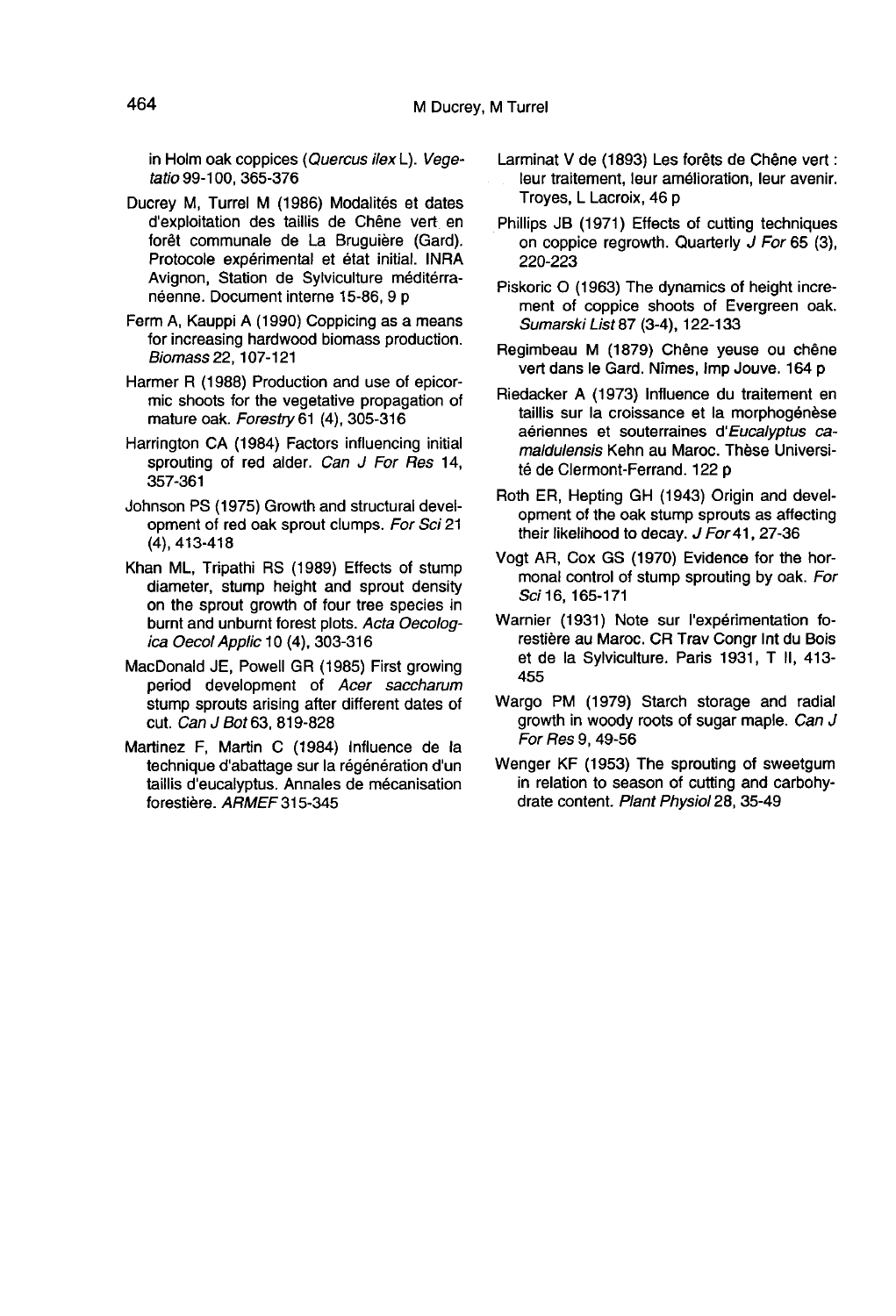in Holm oak coppices (*Quercus ilex* L). *Vegetatio* 99-100, 365-376

Ducrey M, Turrel M (1986) Modalités et dates d'exploitation des taillis de Chêne vert en forêt communale de La Bruguière (Gard). Protocole expérimental et état initial. INRA Avignon, Station de Sylviculture méditérranéenne. Document interne 15-86, 9 p

Ferm A, Kauppi A (1990) Coppicing as a means for increasing hardwood biomass production. *Biomass* 22, 107-121

Harmer R (1988) Production and use of epicormic shoots for the vegetative propagation of mature oak. *Forestry* 61 (4), 305-316

Harrington CA (1984) Factors influencing initial sprouting of red alder. *Can J For Res* 14, 357-361

Johnson PS (1975) Growth and structural development of red oak sprout clumps. *For Sci* 21 (4), 413-418

Khan ML, Tripathi RS (1989) Effects of stump diameter, stump height and sprout density on the sprout growth of four tree species in burnt and unburnt forest plots. *Acta Oecologica Oecol Applic* 10 (4), 303-316

MacDonald JE, Powell GR (1985) First growing period development of *Acer saccharum* stump sprouts arising after different dates of cut. *Can J Bot* 63, 819-828

Martinez F, Martin C (1984) Influence de la technique d'abattage sur la régénération d'un taillis d'eucalyptus. Annales de mécanisation forestière. *ARMEF* 315-345

Larminat V de (1893) Les forêts de Chêne vert : leur traitement, leur amélioration, leur avenir. Troyes, L Lacroix, 46 p

Phillips JB (1971) Effects of cutting techniques on coppice regrowth. Quarterly *J For* 65 (3), 220-223

Piskoric O (1963) The dynamics of height increment of coppice shoots of Evergreen oak. *Sumarski List* 87 (3-4), 122-133

Regimbeau M (1879) Chêne yeuse ou chêne vert dans le Gard. Nîmes, Imp Jouve. 164 p

Riedacker A (1973) Influence du traitement en taillis sur la croissance et la morphogénèse aériennes et souterraines d'*Eucalyptus camaldulensis* Kehn au Maroc. Thèse Université de Clermont-Ferrand. 122 p

Roth ER, Hepting GH (1943) Origin and development of the oak stump sprouts as affecting their likelihood to decay. *J For* 41, 27-36

Vogt AR, Cox GS (1970) Evidence for the hormonal control of stump sprouting by oak. *For Sci* 16, 165-171

Warnier (1931) Note sur l'expérimentation forestière au Maroc. CR Trav Congr Int du Bois et de la Sylviculture. Paris 1931, T II, 413-455

Wargo PM (1979) Starch storage and radial growth in woody roots of sugar maple. *Can J For Res* 9, 49-56

Wenger KF (1953) The sprouting of sweetgum in relation to season of cutting and carbohydrate content. *Plant Physiol* 28, 35-49